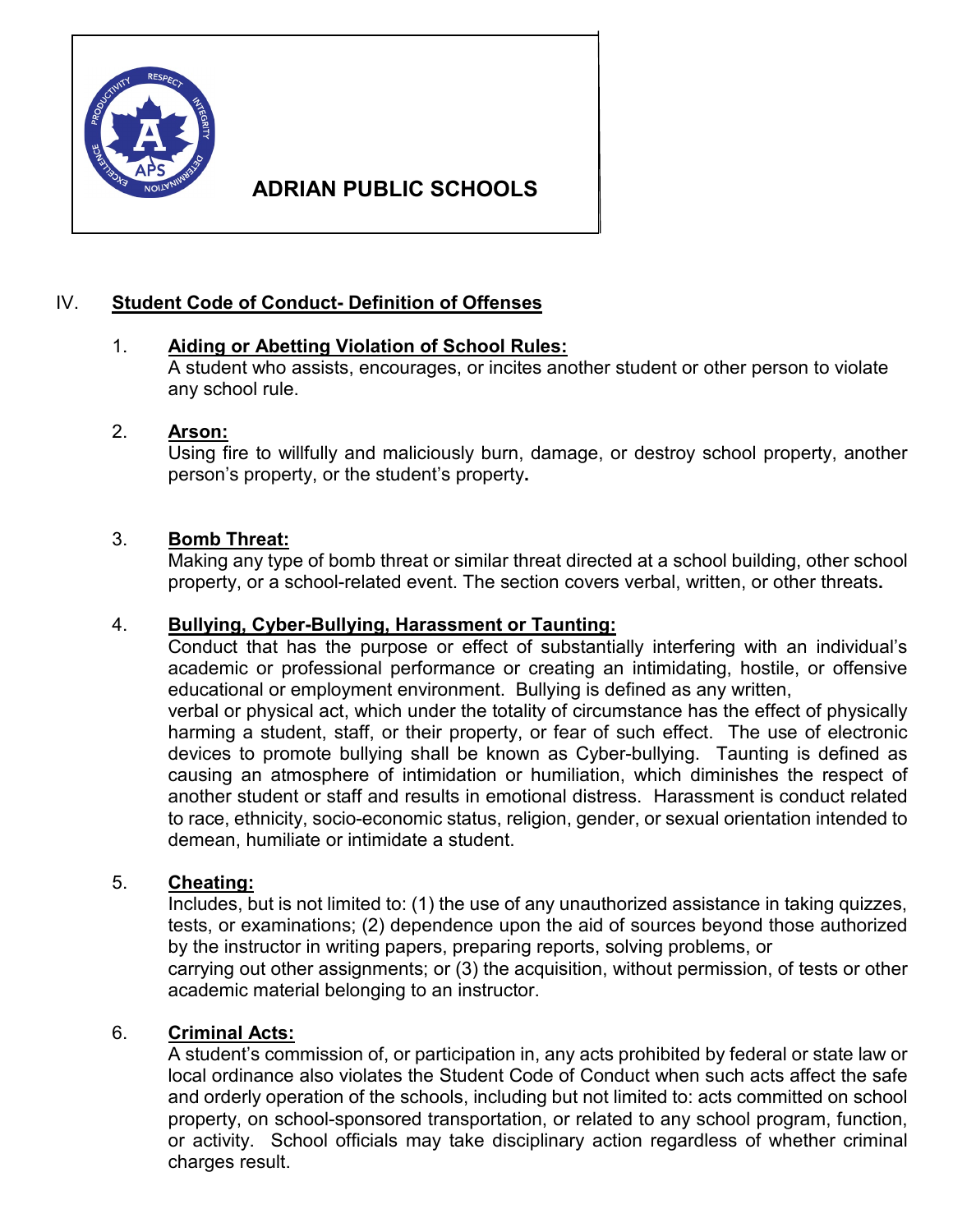# ADRIAN PUBLIC SCHOOLS

## IV. Student Code of Conduct- Definition of Offenses

1. **Aiding or Abetting Violation of School Rules:**
   A student who assists, encourages, or incites another student or other person to violate any school rule.

2. **Arson:**
   Using fire to willfully and maliciously burn, damage, or destroy school property, another person's property, or the student's property**.**

3. **Bomb Threat:**
   Making any type of bomb threat or similar threat directed at a school building, other school property, or a school-related event. The section covers verbal, written, or other threats**.**

4. **Bullying, Cyber-Bullying, Harassment or Taunting:**
   Conduct that has the purpose or effect of substantially interfering with an individual's academic or professional performance or creating an intimidating, hostile, or offensive educational or employment environment. Bullying is defined as any written, verbal or physical act, which under the totality of circumstance has the effect of physically harming a student, staff, or their property, or fear of such effect. The use of electronic devices to promote bullying shall be known as Cyber-bullying. Taunting is defined as causing an atmosphere of intimidation or humiliation, which diminishes the respect of another student or staff and results in emotional distress. Harassment is conduct related to race, ethnicity, socio-economic status, religion, gender, or sexual orientation intended to demean, humiliate or intimidate a student.

5. **Cheating:**
   Includes, but is not limited to: (1) the use of any unauthorized assistance in taking quizzes, tests, or examinations; (2) dependence upon the aid of sources beyond those authorized by the instructor in writing papers, preparing reports, solving problems, or carrying out other assignments; or (3) the acquisition, without permission, of tests or other academic material belonging to an instructor.

6. **Criminal Acts:**
   A student's commission of, or participation in, any acts prohibited by federal or state law or local ordinance also violates the Student Code of Conduct when such acts affect the safe and orderly operation of the schools, including but not limited to: acts committed on school property, on school-sponsored transportation, or related to any school program, function, or activity. School officials may take disciplinary action regardless of whether criminal charges result.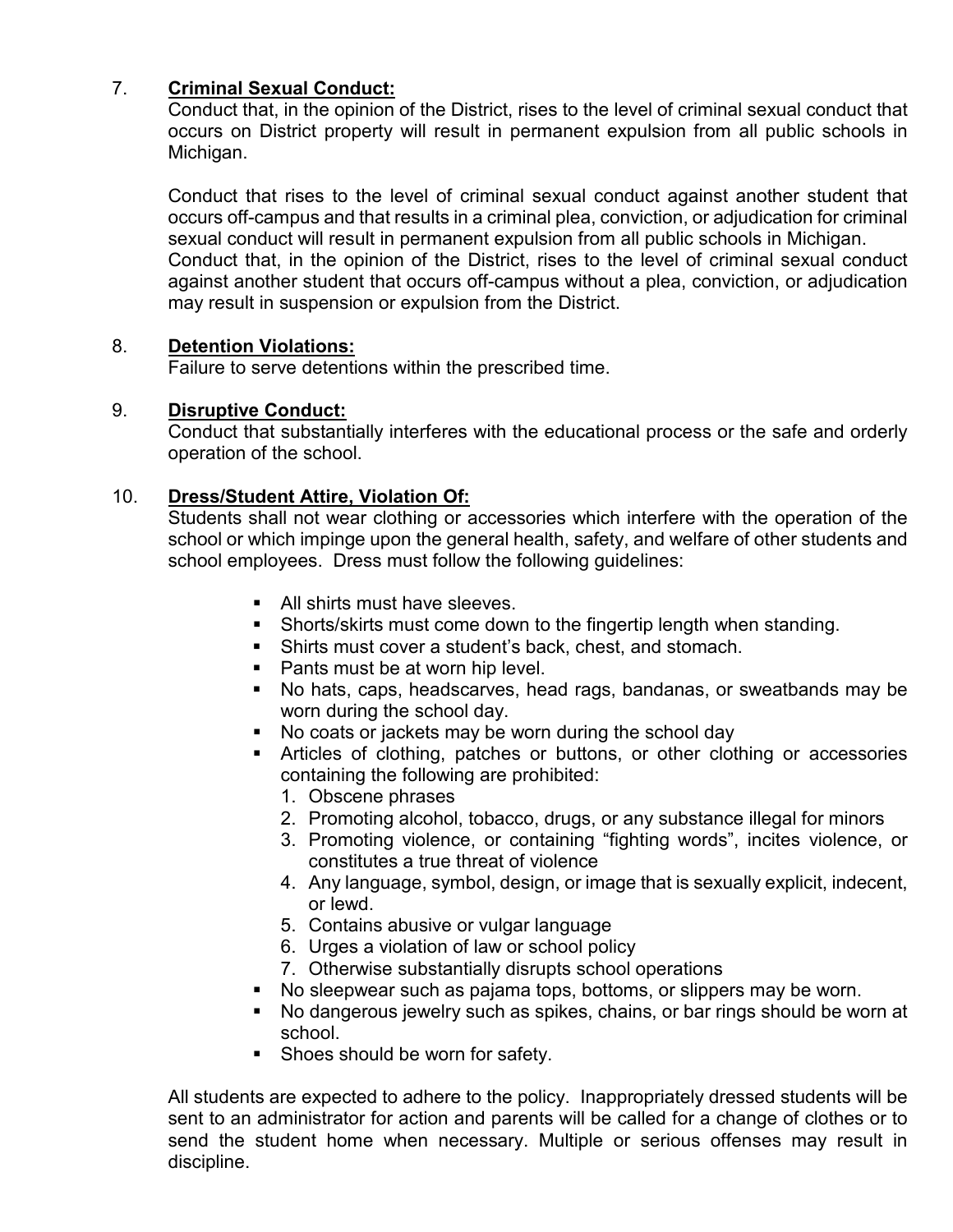7. **Criminal Sexual Conduct:**

   Conduct that, in the opinion of the District, rises to the level of criminal sexual conduct that occurs on District property will result in permanent expulsion from all public schools in Michigan.

   Conduct that rises to the level of criminal sexual conduct against another student that occurs off-campus and that results in a criminal plea, conviction, or adjudication for criminal sexual conduct will result in permanent expulsion from all public schools in Michigan.
   Conduct that, in the opinion of the District, rises to the level of criminal sexual conduct against another student that occurs off-campus without a plea, conviction, or adjudication may result in suspension or expulsion from the District.

8. **Detention Violations:**

   Failure to serve detentions within the prescribed time.

9. **Disruptive Conduct:**

   Conduct that substantially interferes with the educational process or the safe and orderly operation of the school.

10. **Dress/Student Attire, Violation Of:**

    Students shall not wear clothing or accessories which interfere with the operation of the school or which impinge upon the general health, safety, and welfare of other students and school employees. Dress must follow the following guidelines:

    - All shirts must have sleeves.
    - Shorts/skirts must come down to the fingertip length when standing.
    - Shirts must cover a student's back, chest, and stomach.
    - Pants must be at worn hip level.
    - No hats, caps, headscarves, head rags, bandanas, or sweatbands may be worn during the school day.
    - No coats or jackets may be worn during the school day
    - Articles of clothing, patches or buttons, or other clothing or accessories containing the following are prohibited:
      1. Obscene phrases
      2. Promoting alcohol, tobacco, drugs, or any substance illegal for minors
      3. Promoting violence, or containing "fighting words", incites violence, or constitutes a true threat of violence
      4. Any language, symbol, design, or image that is sexually explicit, indecent, or lewd.
      5. Contains abusive or vulgar language
      6. Urges a violation of law or school policy
      7. Otherwise substantially disrupts school operations
    - No sleepwear such as pajama tops, bottoms, or slippers may be worn.
    - No dangerous jewelry such as spikes, chains, or bar rings should be worn at school.
    - Shoes should be worn for safety.

    All students are expected to adhere to the policy. Inappropriately dressed students will be sent to an administrator for action and parents will be called for a change of clothes or to send the student home when necessary. Multiple or serious offenses may result in discipline.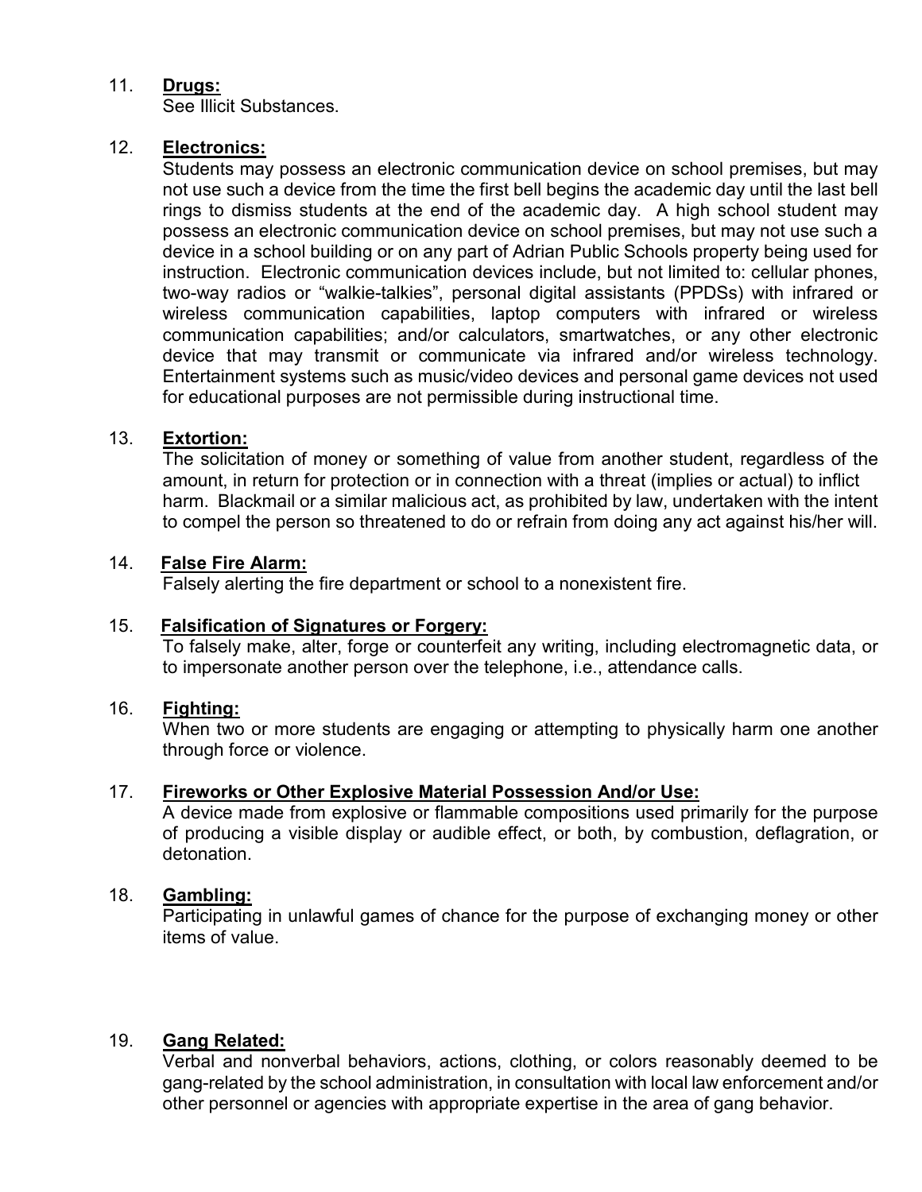11. **Drugs:**
    See Illicit Substances.

12. **Electronics:**
    Students may possess an electronic communication device on school premises, but may not use such a device from the time the first bell begins the academic day until the last bell rings to dismiss students at the end of the academic day. A high school student may possess an electronic communication device on school premises, but may not use such a device in a school building or on any part of Adrian Public Schools property being used for instruction. Electronic communication devices include, but not limited to: cellular phones, two-way radios or "walkie-talkies", personal digital assistants (PPDSs) with infrared or wireless communication capabilities, laptop computers with infrared or wireless communication capabilities; and/or calculators, smartwatches, or any other electronic device that may transmit or communicate via infrared and/or wireless technology. Entertainment systems such as music/video devices and personal game devices not used for educational purposes are not permissible during instructional time.

13. **Extortion:**
    The solicitation of money or something of value from another student, regardless of the amount, in return for protection or in connection with a threat (implies or actual) to inflict harm. Blackmail or a similar malicious act, as prohibited by law, undertaken with the intent to compel the person so threatened to do or refrain from doing any act against his/her will.

14. **False Fire Alarm:**
    Falsely alerting the fire department or school to a nonexistent fire.

15. **Falsification of Signatures or Forgery:**
    To falsely make, alter, forge or counterfeit any writing, including electromagnetic data, or to impersonate another person over the telephone, i.e., attendance calls.

16. **Fighting:**
    When two or more students are engaging or attempting to physically harm one another through force or violence.

17. **Fireworks or Other Explosive Material Possession And/or Use:**
    A device made from explosive or flammable compositions used primarily for the purpose of producing a visible display or audible effect, or both, by combustion, deflagration, or detonation.

18. **Gambling:**
    Participating in unlawful games of chance for the purpose of exchanging money or other items of value.

19. **Gang Related:**
    Verbal and nonverbal behaviors, actions, clothing, or colors reasonably deemed to be gang-related by the school administration, in consultation with local law enforcement and/or other personnel or agencies with appropriate expertise in the area of gang behavior.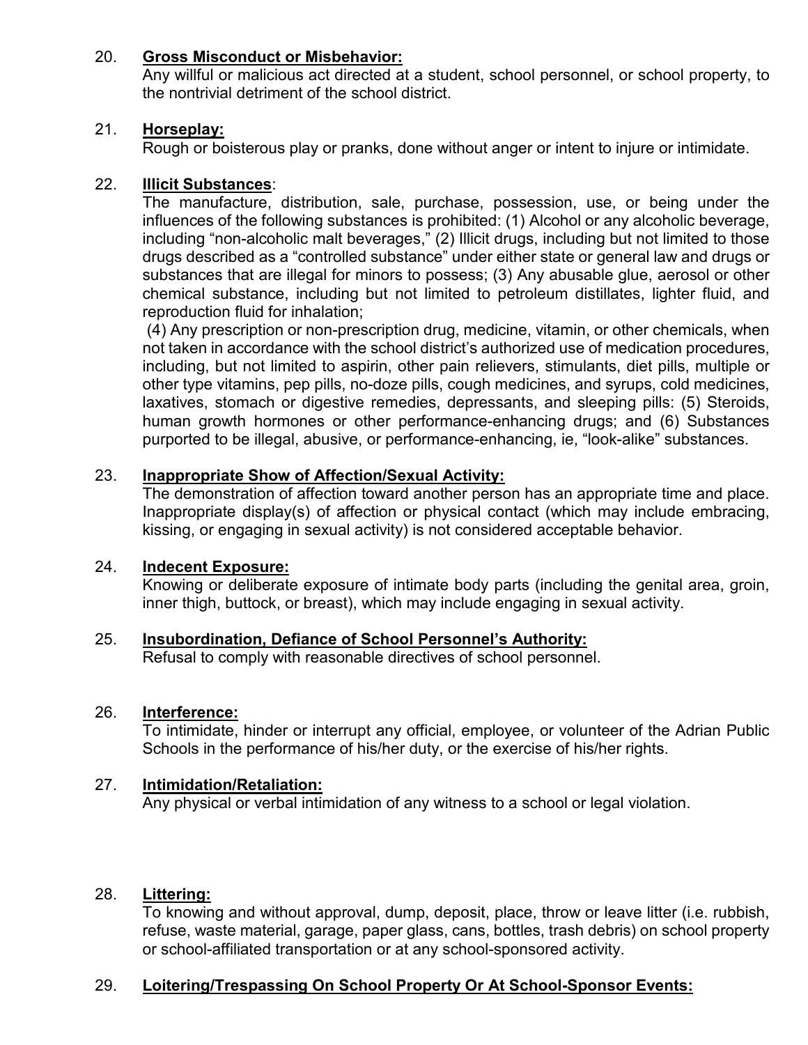20. **<u>Gross Misconduct or Misbehavior:</u>**
    Any willful or malicious act directed at a student, school personnel, or school property, to the nontrivial detriment of the school district.

21. **<u>Horseplay:</u>**
    Rough or boisterous play or pranks, done without anger or intent to injure or intimidate.

22. **<u>Illicit Substances</u>**:
    The manufacture, distribution, sale, purchase, possession, use, or being under the influences of the following substances is prohibited: (1) Alcohol or any alcoholic beverage, including "non-alcoholic malt beverages," (2) Illicit drugs, including but not limited to those drugs described as a "controlled substance" under either state or general law and drugs or substances that are illegal for minors to possess; (3) Any abusable glue, aerosol or other chemical substance, including but not limited to petroleum distillates, lighter fluid, and reproduction fluid for inhalation;
    (4) Any prescription or non-prescription drug, medicine, vitamin, or other chemicals, when not taken in accordance with the school district's authorized use of medication procedures, including, but not limited to aspirin, other pain relievers, stimulants, diet pills, multiple or other type vitamins, pep pills, no-doze pills, cough medicines, and syrups, cold medicines, laxatives, stomach or digestive remedies, depressants, and sleeping pills: (5) Steroids, human growth hormones or other performance-enhancing drugs; and (6) Substances purported to be illegal, abusive, or performance-enhancing, ie, "look-alike" substances.

23. **<u>Inappropriate Show of Affection/Sexual Activity:</u>**
    The demonstration of affection toward another person has an appropriate time and place. Inappropriate display(s) of affection or physical contact (which may include embracing, kissing, or engaging in sexual activity) is not considered acceptable behavior.

24. **<u>Indecent Exposure:</u>**
    Knowing or deliberate exposure of intimate body parts (including the genital area, groin, inner thigh, buttock, or breast), which may include engaging in sexual activity.

25. **<u>Insubordination, Defiance of School Personnel's Authority:</u>**
    Refusal to comply with reasonable directives of school personnel.

26. **<u>Interference:</u>**
    To intimidate, hinder or interrupt any official, employee, or volunteer of the Adrian Public Schools in the performance of his/her duty, or the exercise of his/her rights.

27. **<u>Intimidation/Retaliation:</u>**
    Any physical or verbal intimidation of any witness to a school or legal violation.

28. **<u>Littering:</u>**
    To knowing and without approval, dump, deposit, place, throw or leave litter (i.e. rubbish, refuse, waste material, garage, paper glass, cans, bottles, trash debris) on school property or school-affiliated transportation or at any school-sponsored activity.

29. **<u>Loitering/Trespassing On School Property Or At School-Sponsor Events:</u>**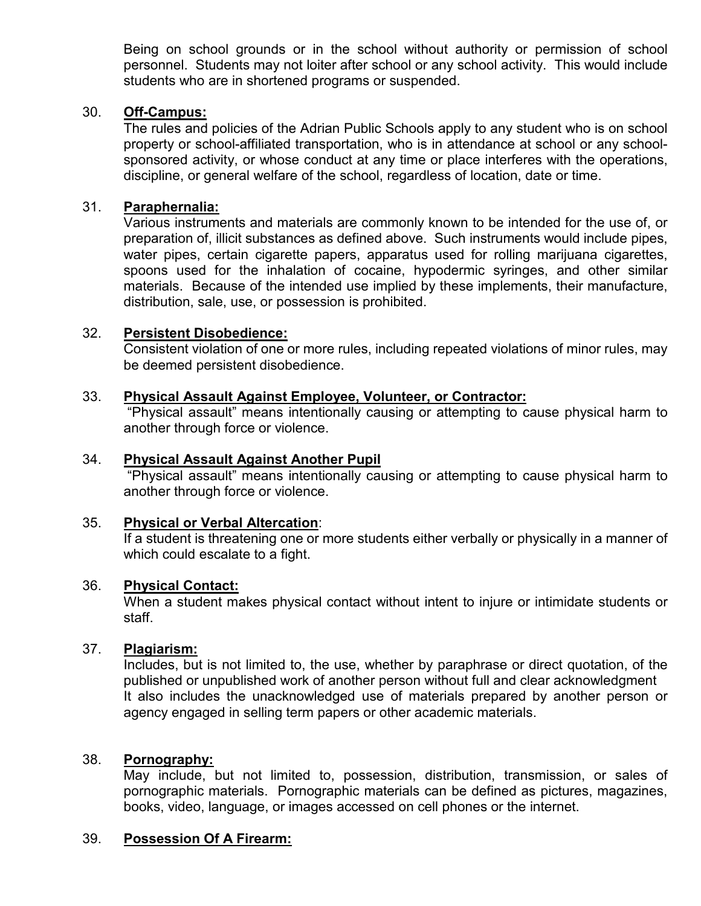Being on school grounds or in the school without authority or permission of school personnel. Students may not loiter after school or any school activity. This would include students who are in shortened programs or suspended.

30. **Off-Campus:**
The rules and policies of the Adrian Public Schools apply to any student who is on school property or school-affiliated transportation, who is in attendance at school or any school-sponsored activity, or whose conduct at any time or place interferes with the operations, discipline, or general welfare of the school, regardless of location, date or time.

31. **Paraphernalia:**
Various instruments and materials are commonly known to be intended for the use of, or preparation of, illicit substances as defined above. Such instruments would include pipes, water pipes, certain cigarette papers, apparatus used for rolling marijuana cigarettes, spoons used for the inhalation of cocaine, hypodermic syringes, and other similar materials. Because of the intended use implied by these implements, their manufacture, distribution, sale, use, or possession is prohibited.

32. **Persistent Disobedience:**
Consistent violation of one or more rules, including repeated violations of minor rules, may be deemed persistent disobedience.

33. **Physical Assault Against Employee, Volunteer, or Contractor:**
"Physical assault" means intentionally causing or attempting to cause physical harm to another through force or violence.

34. **Physical Assault Against Another Pupil**
"Physical assault" means intentionally causing or attempting to cause physical harm to another through force or violence.

35. **Physical or Verbal Altercation**:
If a student is threatening one or more students either verbally or physically in a manner of which could escalate to a fight.

36. **Physical Contact:**
When a student makes physical contact without intent to injure or intimidate students or staff.

37. **Plagiarism:**
Includes, but is not limited to, the use, whether by paraphrase or direct quotation, of the published or unpublished work of another person without full and clear acknowledgment
It also includes the unacknowledged use of materials prepared by another person or agency engaged in selling term papers or other academic materials.

38. **Pornography:**
May include, but not limited to, possession, distribution, transmission, or sales of pornographic materials. Pornographic materials can be defined as pictures, magazines, books, video, language, or images accessed on cell phones or the internet.

39. **Possession Of A Firearm:**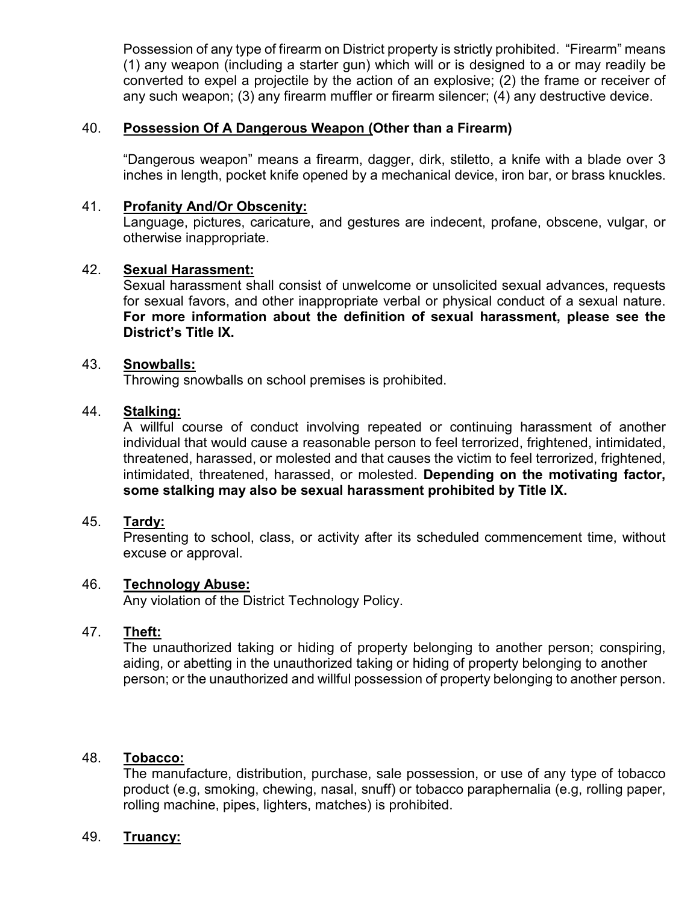Possession of any type of firearm on District property is strictly prohibited. "Firearm" means (1) any weapon (including a starter gun) which will or is designed to a or may readily be converted to expel a projectile by the action of an explosive; (2) the frame or receiver of any such weapon; (3) any firearm muffler or firearm silencer; (4) any destructive device.

40. **Possession Of A Dangerous Weapon (Other than a Firearm)**

"Dangerous weapon" means a firearm, dagger, dirk, stiletto, a knife with a blade over 3 inches in length, pocket knife opened by a mechanical device, iron bar, or brass knuckles.

41. **Profanity And/Or Obscenity:**
Language, pictures, caricature, and gestures are indecent, profane, obscene, vulgar, or otherwise inappropriate.

42. **Sexual Harassment:**
Sexual harassment shall consist of unwelcome or unsolicited sexual advances, requests for sexual favors, and other inappropriate verbal or physical conduct of a sexual nature. **For more information about the definition of sexual harassment, please see the District's Title IX.**

43. **Snowballs:**
Throwing snowballs on school premises is prohibited.

44. **Stalking:**
A willful course of conduct involving repeated or continuing harassment of another individual that would cause a reasonable person to feel terrorized, frightened, intimidated, threatened, harassed, or molested and that causes the victim to feel terrorized, frightened, intimidated, threatened, harassed, or molested. **Depending on the motivating factor, some stalking may also be sexual harassment prohibited by Title IX.**

45. **Tardy:**
Presenting to school, class, or activity after its scheduled commencement time, without excuse or approval.

46. **Technology Abuse:**
Any violation of the District Technology Policy.

47. **Theft:**
The unauthorized taking or hiding of property belonging to another person; conspiring, aiding, or abetting in the unauthorized taking or hiding of property belonging to another person; or the unauthorized and willful possession of property belonging to another person.

48. **Tobacco:**
The manufacture, distribution, purchase, sale possession, or use of any type of tobacco product (e.g, smoking, chewing, nasal, snuff) or tobacco paraphernalia (e.g, rolling paper, rolling machine, pipes, lighters, matches) is prohibited.

49. **Truancy:**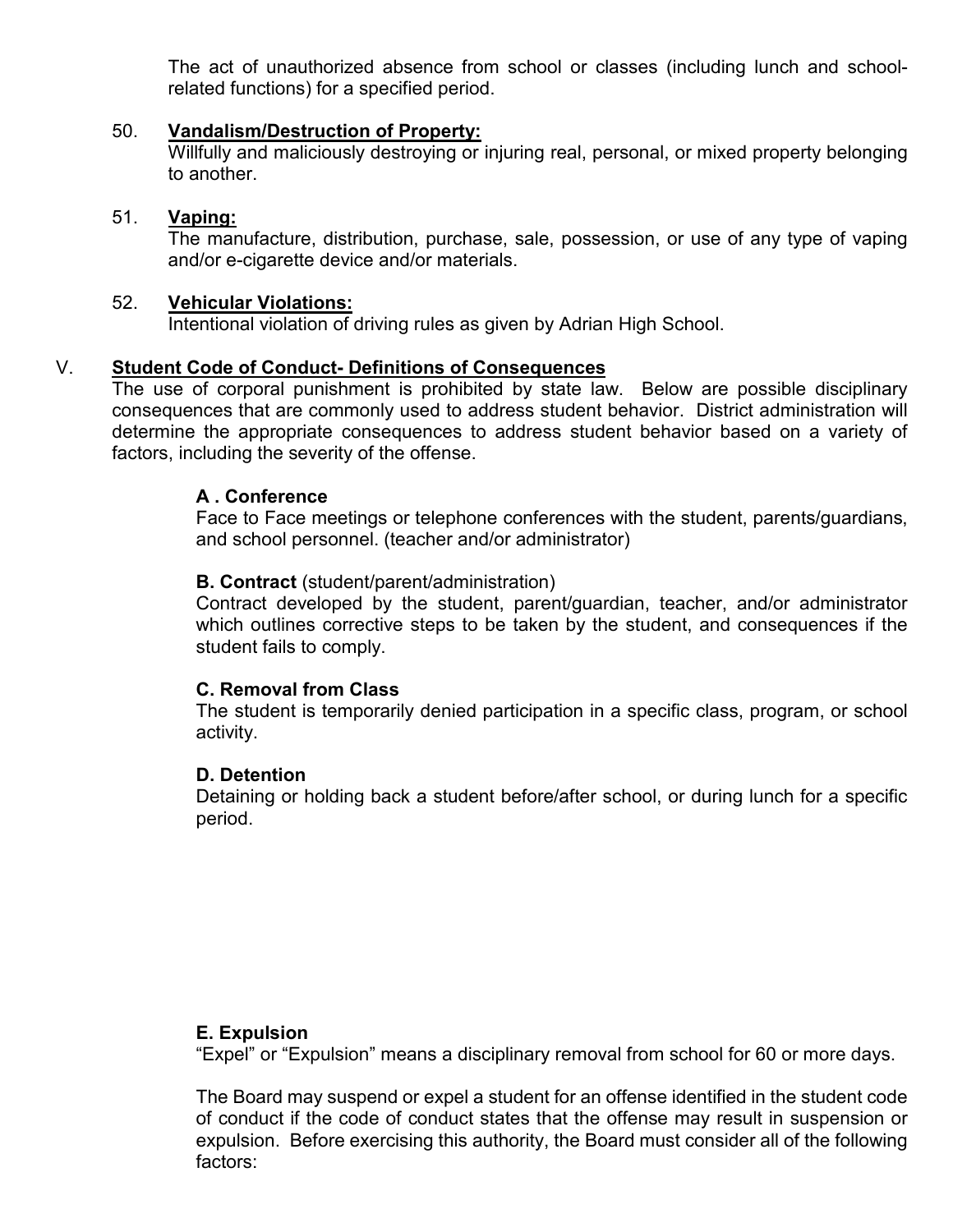The act of unauthorized absence from school or classes (including lunch and school-related functions) for a specified period.

50. **Vandalism/Destruction of Property:**
Willfully and maliciously destroying or injuring real, personal, or mixed property belonging to another.

51. **Vaping:**
The manufacture, distribution, purchase, sale, possession, or use of any type of vaping and/or e-cigarette device and/or materials.

52. **Vehicular Violations:**
Intentional violation of driving rules as given by Adrian High School.

## V. Student Code of Conduct- Definitions of Consequences

The use of corporal punishment is prohibited by state law. Below are possible disciplinary consequences that are commonly used to address student behavior. District administration will determine the appropriate consequences to address student behavior based on a variety of factors, including the severity of the offense.

**A . Conference**
Face to Face meetings or telephone conferences with the student, parents/guardians, and school personnel. (teacher and/or administrator)

**B. Contract** (student/parent/administration)
Contract developed by the student, parent/guardian, teacher, and/or administrator which outlines corrective steps to be taken by the student, and consequences if the student fails to comply.

**C. Removal from Class**
The student is temporarily denied participation in a specific class, program, or school activity.

**D. Detention**
Detaining or holding back a student before/after school, or during lunch for a specific period.

**E. Expulsion**
"Expel" or "Expulsion" means a disciplinary removal from school for 60 or more days.

The Board may suspend or expel a student for an offense identified in the student code of conduct if the code of conduct states that the offense may result in suspension or expulsion. Before exercising this authority, the Board must consider all of the following factors: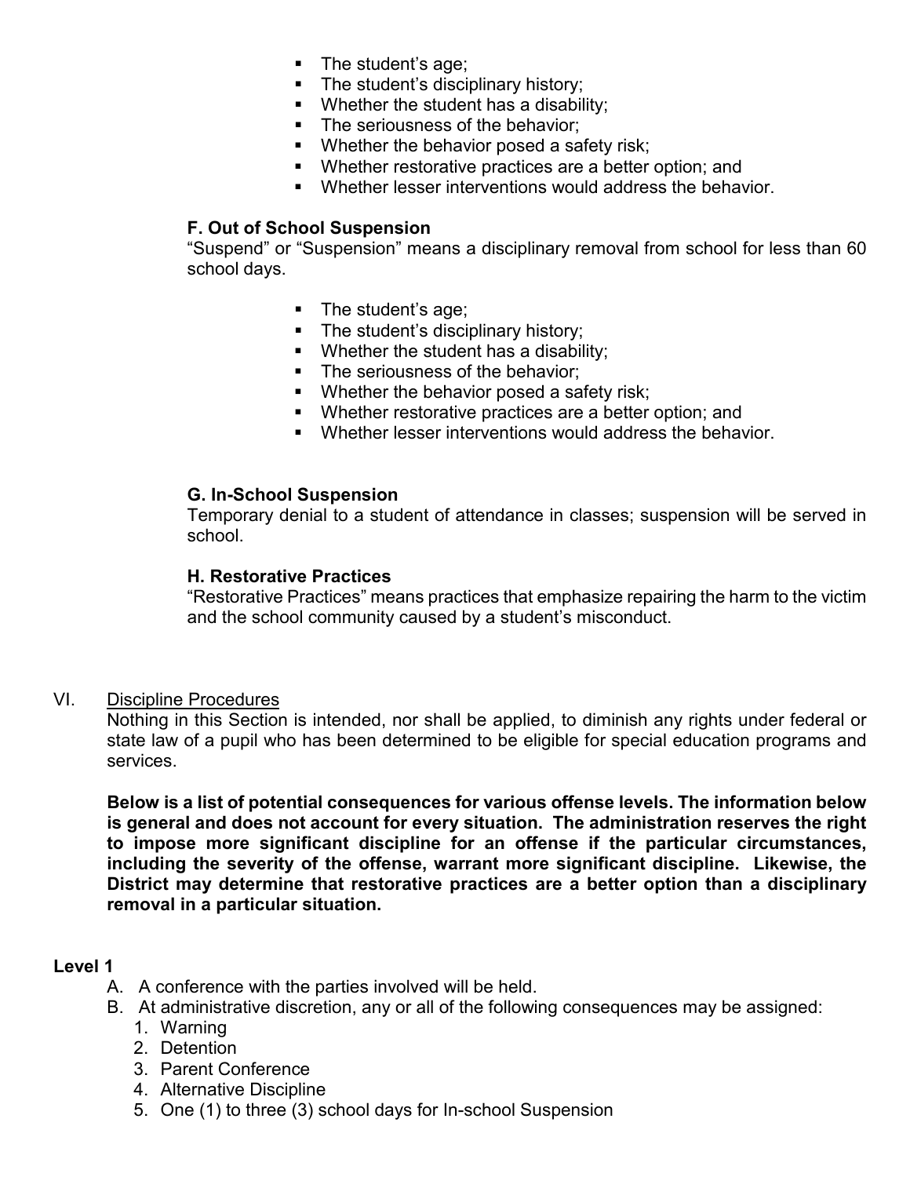- The student's age;
- The student's disciplinary history;
- Whether the student has a disability;
- The seriousness of the behavior;
- Whether the behavior posed a safety risk;
- Whether restorative practices are a better option; and
- Whether lesser interventions would address the behavior.

**F. Out of School Suspension**

"Suspend" or "Suspension" means a disciplinary removal from school for less than 60 school days.

- The student's age;
- The student's disciplinary history;
- Whether the student has a disability;
- The seriousness of the behavior;
- Whether the behavior posed a safety risk;
- Whether restorative practices are a better option; and
- Whether lesser interventions would address the behavior.

**G. In-School Suspension**

Temporary denial to a student of attendance in classes; suspension will be served in school.

**H. Restorative Practices**

"Restorative Practices" means practices that emphasize repairing the harm to the victim and the school community caused by a student's misconduct.

VI. Discipline Procedures

Nothing in this Section is intended, nor shall be applied, to diminish any rights under federal or state law of a pupil who has been determined to be eligible for special education programs and services.

**Below is a list of potential consequences for various offense levels. The information below is general and does not account for every situation. The administration reserves the right to impose more significant discipline for an offense if the particular circumstances, including the severity of the offense, warrant more significant discipline. Likewise, the District may determine that restorative practices are a better option than a disciplinary removal in a particular situation.**

**Level 1**

A. A conference with the parties involved will be held.
B. At administrative discretion, any or all of the following consequences may be assigned:
   1. Warning
   2. Detention
   3. Parent Conference
   4. Alternative Discipline
   5. One (1) to three (3) school days for In-school Suspension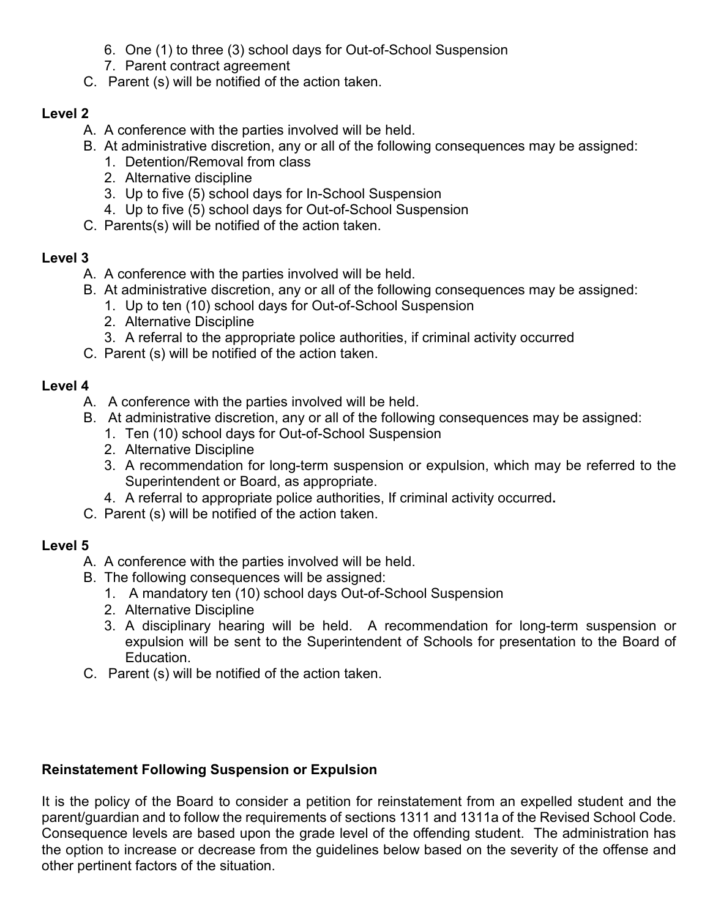6. One (1) to three (3) school days for Out-of-School Suspension
7. Parent contract agreement

C. Parent (s) will be notified of the action taken.

**Level 2**

A. A conference with the parties involved will be held.

B. At administrative discretion, any or all of the following consequences may be assigned:
1. Detention/Removal from class
2. Alternative discipline
3. Up to five (5) school days for In-School Suspension
4. Up to five (5) school days for Out-of-School Suspension

C. Parents(s) will be notified of the action taken.

**Level 3**

A. A conference with the parties involved will be held.

B. At administrative discretion, any or all of the following consequences may be assigned:
1. Up to ten (10) school days for Out-of-School Suspension
2. Alternative Discipline
3. A referral to the appropriate police authorities, if criminal activity occurred

C. Parent (s) will be notified of the action taken.

**Level 4**

A. A conference with the parties involved will be held.

B. At administrative discretion, any or all of the following consequences may be assigned:
1. Ten (10) school days for Out-of-School Suspension
2. Alternative Discipline
3. A recommendation for long-term suspension or expulsion, which may be referred to the Superintendent or Board, as appropriate.
4. A referral to appropriate police authorities, If criminal activity occurred**.**

C. Parent (s) will be notified of the action taken.

**Level 5**

A. A conference with the parties involved will be held.

B. The following consequences will be assigned:
1. A mandatory ten (10) school days Out-of-School Suspension
2. Alternative Discipline
3. A disciplinary hearing will be held. A recommendation for long-term suspension or expulsion will be sent to the Superintendent of Schools for presentation to the Board of Education.

C. Parent (s) will be notified of the action taken.

**Reinstatement Following Suspension or Expulsion**

It is the policy of the Board to consider a petition for reinstatement from an expelled student and the parent/guardian and to follow the requirements of sections 1311 and 1311a of the Revised School Code. Consequence levels are based upon the grade level of the offending student. The administration has the option to increase or decrease from the guidelines below based on the severity of the offense and other pertinent factors of the situation.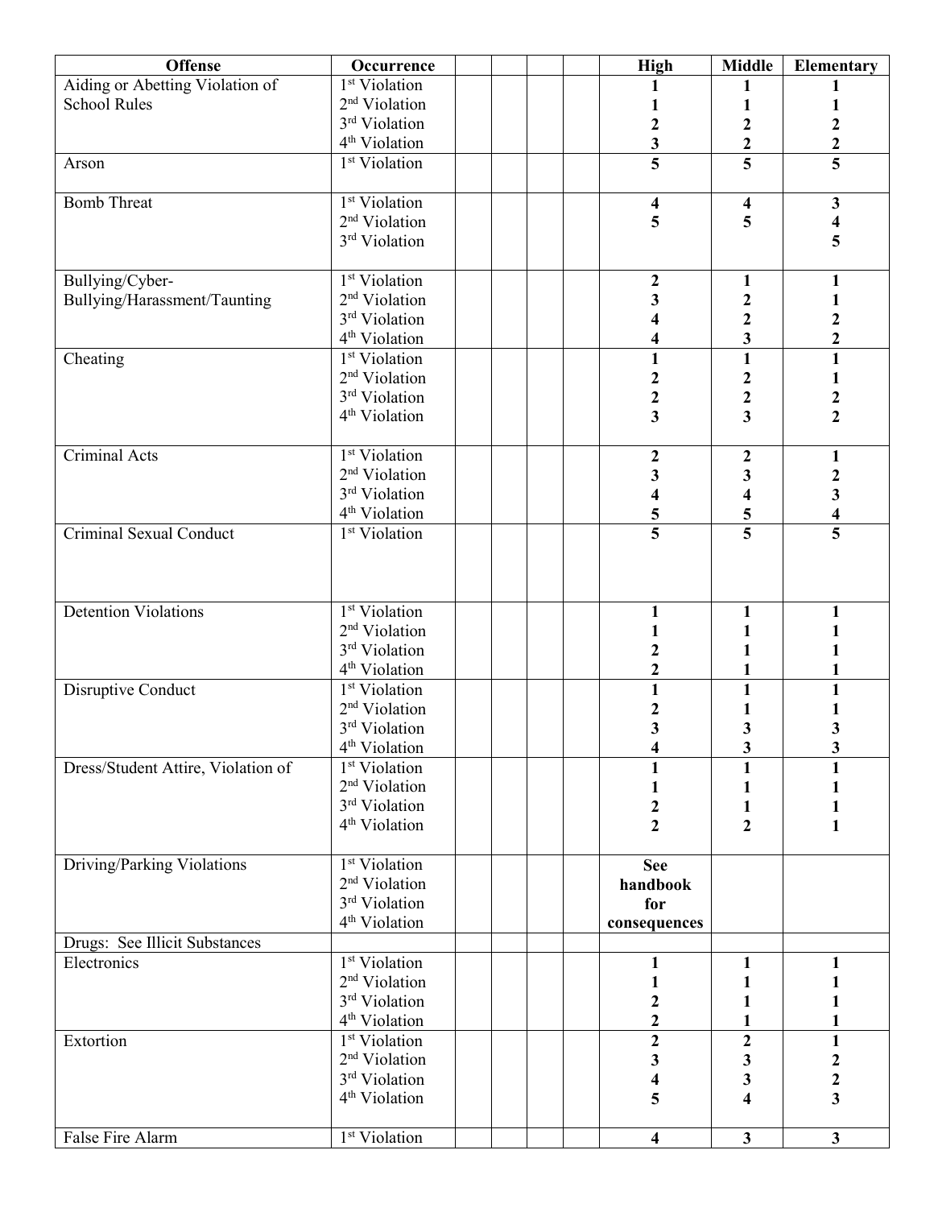| Offense | Occurrence | | | | | High | Middle | Elementary |
|---|---|---|---|---|---|---|---|---|
| Aiding or Abetting Violation of School Rules | 1st Violation | | | | | **1** | **1** | **1** |
| | 2nd Violation | | | | | **1** | **1** | **1** |
| | 3rd Violation | | | | | **2** | **2** | **2** |
| | 4th Violation | | | | | **3** | **2** | **2** |
| Arson | 1st Violation | | | | | **5** | **5** | **5** |
| Bomb Threat | 1st Violation | | | | | **4** | **4** | **3** |
| | 2nd Violation | | | | | **5** | **5** | **4** |
| | 3rd Violation | | | | | | | **5** |
| Bullying/Cyber-Bullying/Harassment/Taunting | 1st Violation | | | | | **2** | **1** | **1** |
| | 2nd Violation | | | | | **3** | **2** | **1** |
| | 3rd Violation | | | | | **4** | **2** | **2** |
| | 4th Violation | | | | | **4** | **3** | **2** |
| Cheating | 1st Violation | | | | | **1** | **1** | **1** |
| | 2nd Violation | | | | | **2** | **2** | **1** |
| | 3rd Violation | | | | | **2** | **2** | **2** |
| | 4th Violation | | | | | **3** | **3** | **2** |
| Criminal Acts | 1st Violation | | | | | **2** | **2** | **1** |
| | 2nd Violation | | | | | **3** | **3** | **2** |
| | 3rd Violation | | | | | **4** | **4** | **3** |
| | 4th Violation | | | | | **5** | **5** | **4** |
| Criminal Sexual Conduct | 1st Violation | | | | | **5** | **5** | **5** |
| Detention Violations | 1st Violation | | | | | **1** | **1** | **1** |
| | 2nd Violation | | | | | **1** | **1** | **1** |
| | 3rd Violation | | | | | **2** | **1** | **1** |
| | 4th Violation | | | | | **2** | **1** | **1** |
| Disruptive Conduct | 1st Violation | | | | | **1** | **1** | **1** |
| | 2nd Violation | | | | | **2** | **1** | **1** |
| | 3rd Violation | | | | | **3** | **3** | **3** |
| | 4th Violation | | | | | **4** | **3** | **3** |
| Dress/Student Attire, Violation of | 1st Violation | | | | | **1** | **1** | **1** |
| | 2nd Violation | | | | | **1** | **1** | **1** |
| | 3rd Violation | | | | | **2** | **1** | **1** |
| | 4th Violation | | | | | **2** | **2** | **1** |
| Driving/Parking Violations | 1st Violation | | | | | **See handbook for consequences** | | |
| | 2nd Violation | | | | | | | |
| | 3rd Violation | | | | | | | |
| | 4th Violation | | | | | | | |
| Drugs: See Illicit Substances | | | | | | | | |
| Electronics | 1st Violation | | | | | **1** | **1** | **1** |
| | 2nd Violation | | | | | **1** | **1** | **1** |
| | 3rd Violation | | | | | **2** | **1** | **1** |
| | 4th Violation | | | | | **2** | **1** | **1** |
| Extortion | 1st Violation | | | | | **2** | **2** | **1** |
| | 2nd Violation | | | | | **3** | **3** | **2** |
| | 3rd Violation | | | | | **4** | **3** | **2** |
| | 4th Violation | | | | | **5** | **4** | **3** |
| False Fire Alarm | 1st Violation | | | | | **4** | **3** | **3** |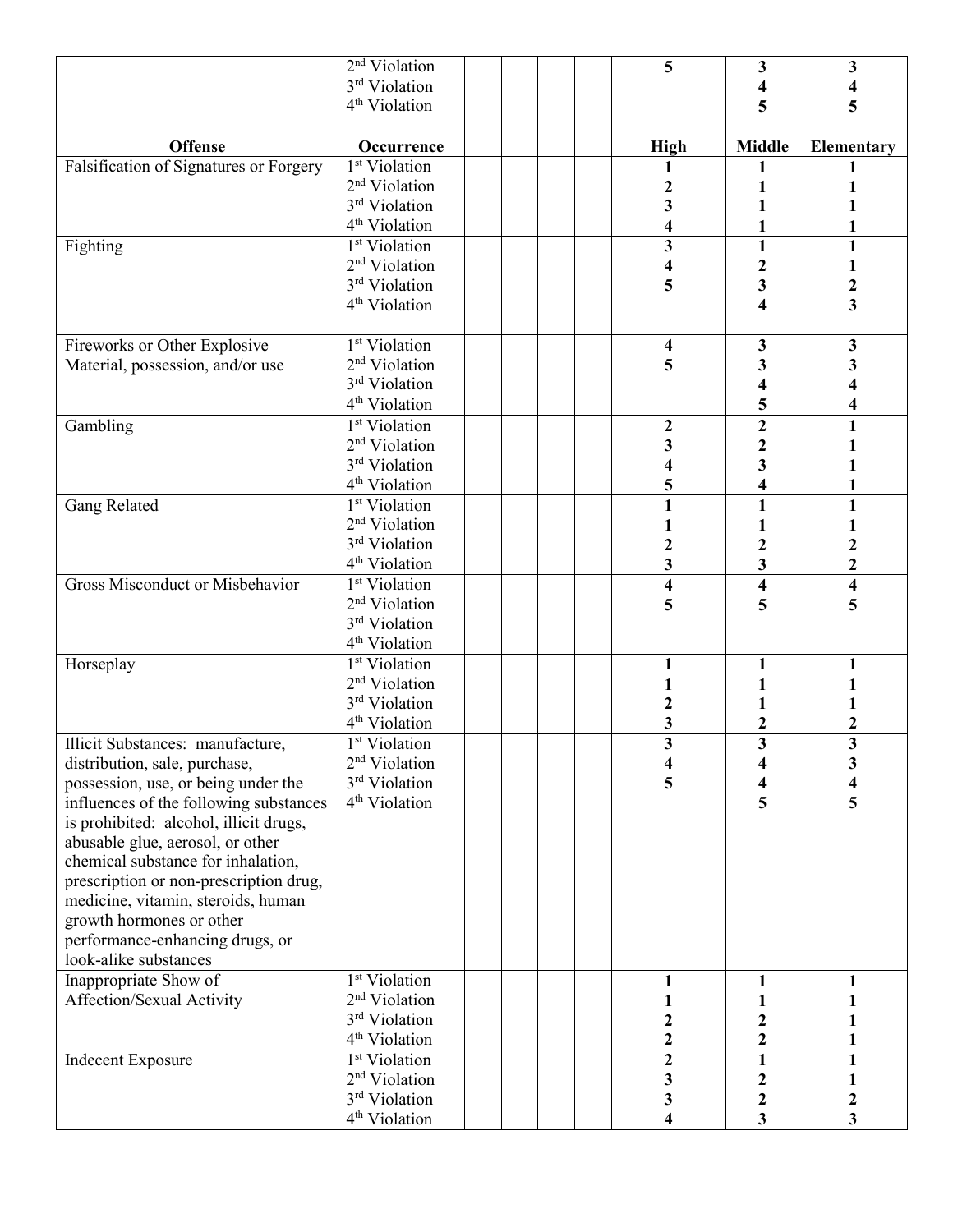| Offense | Occurrence | | | | | High | Middle | Elementary |
|---|---|---|---|---|---|---|---|---|
| | 2nd Violation | | | | | 5 | 3 | 3 |
| | 3rd Violation | | | | | | 4 | 4 |
| | 4th Violation | | | | | | 5 | 5 |
| Falsification of Signatures or Forgery | 1st Violation | | | | | 1 | 1 | 1 |
| | 2nd Violation | | | | | 2 | 1 | 1 |
| | 3rd Violation | | | | | 3 | 1 | 1 |
| | 4th Violation | | | | | 4 | 1 | 1 |
| Fighting | 1st Violation | | | | | 3 | 1 | 1 |
| | 2nd Violation | | | | | 4 | 2 | 1 |
| | 3rd Violation | | | | | 5 | 3 | 2 |
| | 4th Violation | | | | | | 4 | 3 |
| Fireworks or Other Explosive Material, possession, and/or use | 1st Violation | | | | | 4 | 3 | 3 |
| | 2nd Violation | | | | | 5 | 3 | 3 |
| | 3rd Violation | | | | | | 4 | 4 |
| | 4th Violation | | | | | | 5 | 4 |
| Gambling | 1st Violation | | | | | 2 | 2 | 1 |
| | 2nd Violation | | | | | 3 | 2 | 1 |
| | 3rd Violation | | | | | 4 | 3 | 1 |
| | 4th Violation | | | | | 5 | 4 | 1 |
| Gang Related | 1st Violation | | | | | 1 | 1 | 1 |
| | 2nd Violation | | | | | 1 | 1 | 1 |
| | 3rd Violation | | | | | 2 | 2 | 2 |
| | 4th Violation | | | | | 3 | 3 | 2 |
| Gross Misconduct or Misbehavior | 1st Violation | | | | | 4 | 4 | 4 |
| | 2nd Violation | | | | | 5 | 5 | 5 |
| | 3rd Violation | | | | | | | |
| | 4th Violation | | | | | | | |
| Horseplay | 1st Violation | | | | | 1 | 1 | 1 |
| | 2nd Violation | | | | | 1 | 1 | 1 |
| | 3rd Violation | | | | | 2 | 1 | 1 |
| | 4th Violation | | | | | 3 | 2 | 2 |
| Illicit Substances: manufacture, distribution, sale, purchase, possession, use, or being under the influences of the following substances is prohibited: alcohol, illicit drugs, abusable glue, aerosol, or other chemical substance for inhalation, prescription or non-prescription drug, medicine, vitamin, steroids, human growth hormones or other performance-enhancing drugs, or look-alike substances | 1st Violation | | | | | 3 | 3 | 3 |
| | 2nd Violation | | | | | 4 | 4 | 3 |
| | 3rd Violation | | | | | 5 | 4 | 4 |
| | 4th Violation | | | | | | 5 | 5 |
| Inappropriate Show of Affection/Sexual Activity | 1st Violation | | | | | 1 | 1 | 1 |
| | 2nd Violation | | | | | 1 | 1 | 1 |
| | 3rd Violation | | | | | 2 | 2 | 1 |
| | 4th Violation | | | | | 2 | 2 | 1 |
| Indecent Exposure | 1st Violation | | | | | 2 | 1 | 1 |
| | 2nd Violation | | | | | 3 | 2 | 1 |
| | 3rd Violation | | | | | 3 | 2 | 2 |
| | 4th Violation | | | | | 4 | 3 | 3 |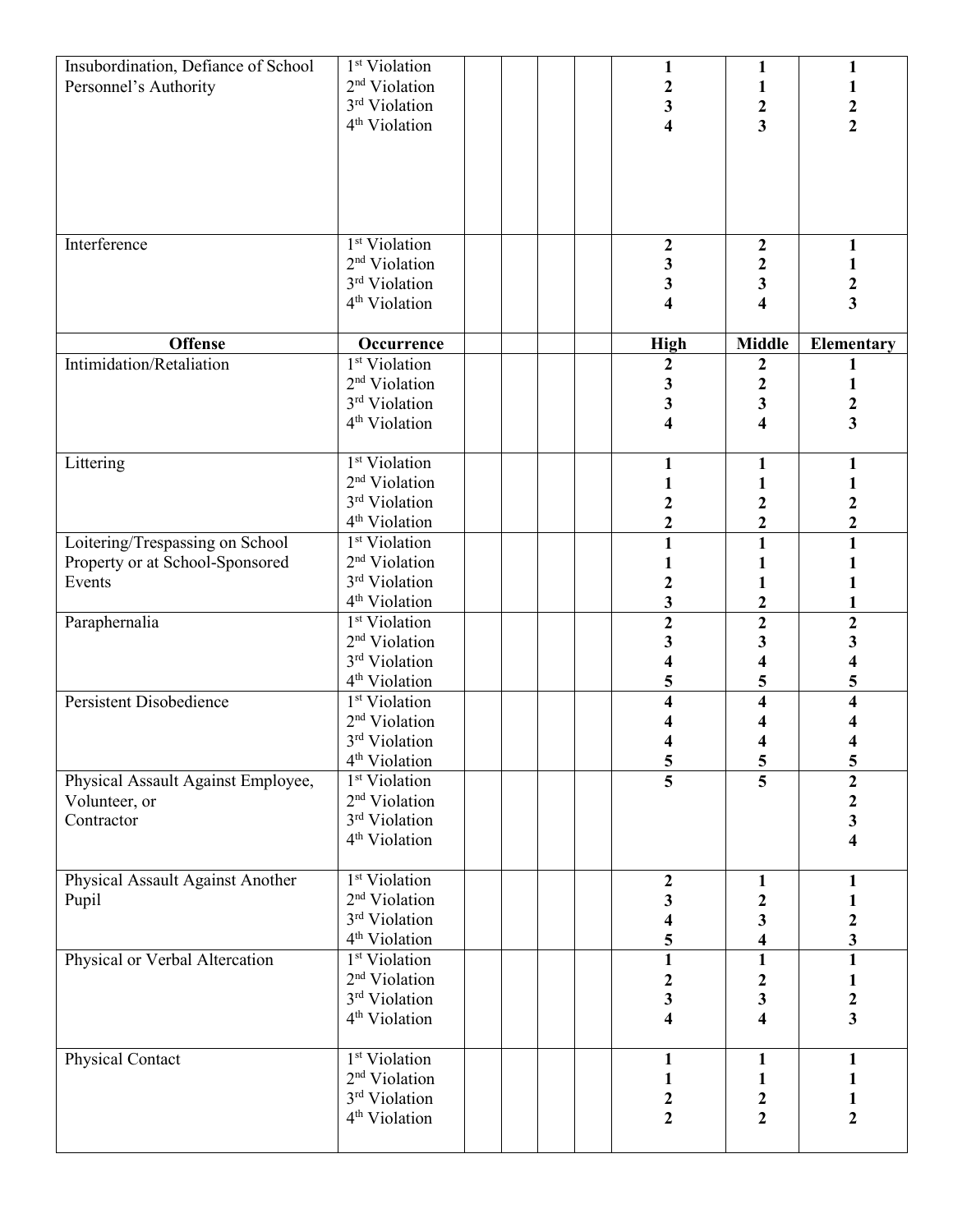| Offense | Occurrence | | | | | High | Middle | Elementary |
|---|---|---|---|---|---|---|---|---|
| Insubordination, Defiance of School Personnel's Authority | 1st Violation<br>2nd Violation<br>3rd Violation<br>4th Violation | | | | | **1**<br>**2**<br>**3**<br>**4** | **1**<br>**1**<br>**2**<br>**3** | **1**<br>**1**<br>**2**<br>**2** |
| Interference | 1st Violation<br>2nd Violation<br>3rd Violation<br>4th Violation | | | | | **2**<br>**3**<br>**3**<br>**4** | **2**<br>**2**<br>**3**<br>**4** | **1**<br>**1**<br>**2**<br>**3** |
| **Offense** | **Occurrence** | | | | | **High** | **Middle** | **Elementary** |
| Intimidation/Retaliation | 1st Violation<br>2nd Violation<br>3rd Violation<br>4th Violation | | | | | **2**<br>**3**<br>**3**<br>**4** | **2**<br>**2**<br>**3**<br>**4** | **1**<br>**1**<br>**2**<br>**3** |
| Littering | 1st Violation<br>2nd Violation<br>3rd Violation<br>4th Violation | | | | | **1**<br>**1**<br>**2**<br>**2** | **1**<br>**1**<br>**2**<br>**2** | **1**<br>**1**<br>**2**<br>**2** |
| Loitering/Trespassing on School Property or at School-Sponsored Events | 1st Violation<br>2nd Violation<br>3rd Violation<br>4th Violation | | | | | **1**<br>**1**<br>**2**<br>**3** | **1**<br>**1**<br>**1**<br>**2** | **1**<br>**1**<br>**1**<br>**1** |
| Paraphernalia | 1st Violation<br>2nd Violation<br>3rd Violation<br>4th Violation | | | | | **2**<br>**3**<br>**4**<br>**5** | **2**<br>**3**<br>**4**<br>**5** | **2**<br>**3**<br>**4**<br>**5** |
| Persistent Disobedience | 1st Violation<br>2nd Violation<br>3rd Violation<br>4th Violation | | | | | **4**<br>**4**<br>**4**<br>**5** | **4**<br>**4**<br>**4**<br>**5** | **4**<br>**4**<br>**4**<br>**5** |
| Physical Assault Against Employee, Volunteer, or Contractor | 1st Violation<br>2nd Violation<br>3rd Violation<br>4th Violation | | | | | **5** | **5** | **2**<br>**2**<br>**3**<br>**4** |
| Physical Assault Against Another Pupil | 1st Violation<br>2nd Violation<br>3rd Violation<br>4th Violation | | | | | **2**<br>**3**<br>**4**<br>**5** | **1**<br>**2**<br>**3**<br>**4** | **1**<br>**1**<br>**2**<br>**3** |
| Physical or Verbal Altercation | 1st Violation<br>2nd Violation<br>3rd Violation<br>4th Violation | | | | | **1**<br>**2**<br>**3**<br>**4** | **1**<br>**2**<br>**3**<br>**4** | **1**<br>**1**<br>**2**<br>**3** |
| Physical Contact | 1st Violation<br>2nd Violation<br>3rd Violation<br>4th Violation | | | | | **1**<br>**1**<br>**2**<br>**2** | **1**<br>**1**<br>**2**<br>**2** | **1**<br>**1**<br>**1**<br>**2** |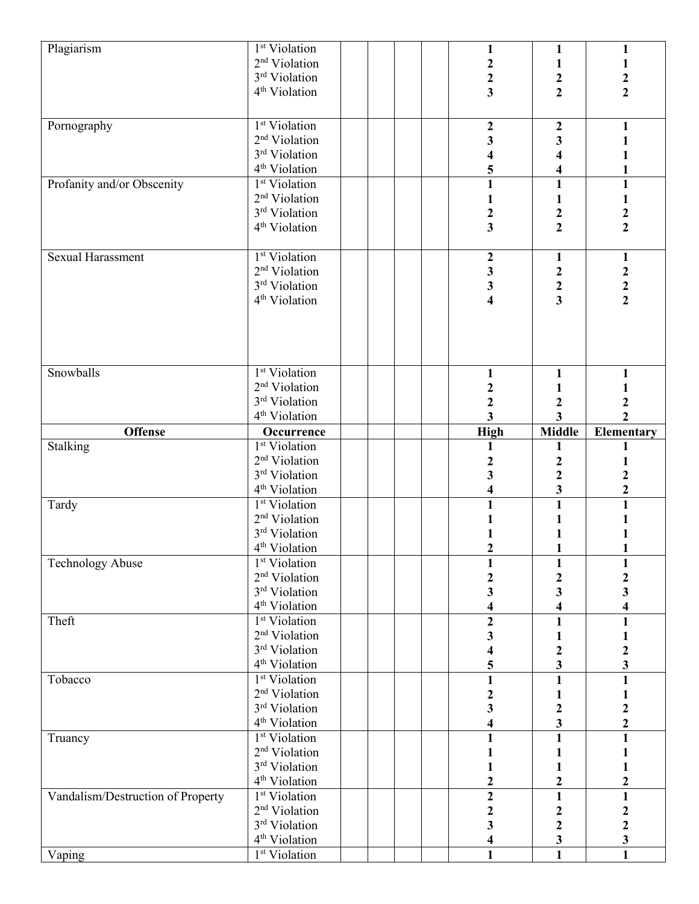| Offense | Occurrence | | | | | High | Middle | Elementary |
|---|---|---|---|---|---|---|---|---|
| Plagiarism | 1st Violation<br>2nd Violation<br>3rd Violation<br>4th Violation | | | | | **1**<br>**2**<br>**2**<br>**3** | **1**<br>**1**<br>**2**<br>**2** | **1**<br>**1**<br>**2**<br>**2** |
| Pornography | 1st Violation<br>2nd Violation<br>3rd Violation<br>4th Violation | | | | | **2**<br>**3**<br>**4**<br>**5** | **2**<br>**3**<br>**4**<br>**4** | **1**<br>**1**<br>**1**<br>**1** |
| Profanity and/or Obscenity | 1st Violation<br>2nd Violation<br>3rd Violation<br>4th Violation | | | | | **1**<br>**1**<br>**2**<br>**3** | **1**<br>**1**<br>**2**<br>**2** | **1**<br>**1**<br>**2**<br>**2** |
| Sexual Harassment | 1st Violation<br>2nd Violation<br>3rd Violation<br>4th Violation | | | | | **2**<br>**3**<br>**3**<br>**4** | **1**<br>**2**<br>**2**<br>**3** | **1**<br>**2**<br>**2**<br>**2** |
| Snowballs | 1st Violation<br>2nd Violation<br>3rd Violation<br>4th Violation | | | | | **1**<br>**2**<br>**2**<br>**3** | **1**<br>**1**<br>**2**<br>**3** | **1**<br>**1**<br>**2**<br>**2** |
| **Offense** | **Occurrence** | | | | | **High** | **Middle** | **Elementary** |
| Stalking | 1st Violation<br>2nd Violation<br>3rd Violation<br>4th Violation | | | | | **1**<br>**2**<br>**3**<br>**4** | **1**<br>**2**<br>**2**<br>**3** | **1**<br>**1**<br>**2**<br>**2** |
| Tardy | 1st Violation<br>2nd Violation<br>3rd Violation<br>4th Violation | | | | | **1**<br>**1**<br>**1**<br>**2** | **1**<br>**1**<br>**1**<br>**1** | **1**<br>**1**<br>**1**<br>**1** |
| Technology Abuse | 1st Violation<br>2nd Violation<br>3rd Violation<br>4th Violation | | | | | **1**<br>**2**<br>**3**<br>**4** | **1**<br>**2**<br>**3**<br>**4** | **1**<br>**2**<br>**3**<br>**4** |
| Theft | 1st Violation<br>2nd Violation<br>3rd Violation<br>4th Violation | | | | | **2**<br>**3**<br>**4**<br>**5** | **1**<br>**1**<br>**2**<br>**3** | **1**<br>**1**<br>**2**<br>**3** |
| Tobacco | 1st Violation<br>2nd Violation<br>3rd Violation<br>4th Violation | | | | | **1**<br>**2**<br>**3**<br>**4** | **1**<br>**1**<br>**2**<br>**3** | **1**<br>**1**<br>**2**<br>**2** |
| Truancy | 1st Violation<br>2nd Violation<br>3rd Violation<br>4th Violation | | | | | **1**<br>**1**<br>**1**<br>**2** | **1**<br>**1**<br>**1**<br>**2** | **1**<br>**1**<br>**1**<br>**2** |
| Vandalism/Destruction of Property | 1st Violation<br>2nd Violation<br>3rd Violation<br>4th Violation | | | | | **2**<br>**2**<br>**3**<br>**4** | **1**<br>**2**<br>**2**<br>**3** | **1**<br>**2**<br>**2**<br>**3** |
| Vaping | 1st Violation | | | | | **1** | **1** | **1** |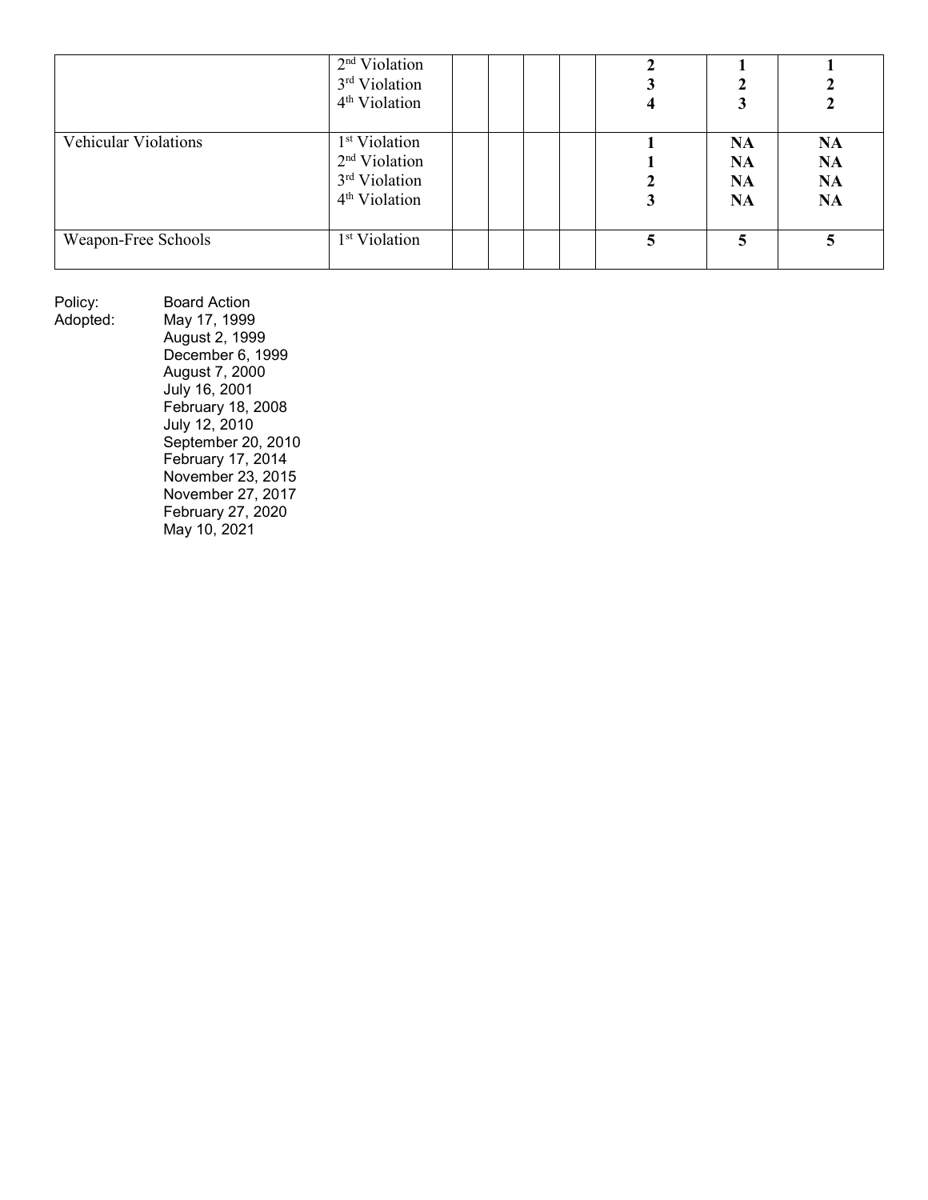| | | | | | | | | |
|---|---|---|---|---|---|---|---|---|
| | 2nd Violation<br>3rd Violation<br>4th Violation | | | | | **2**<br>**3**<br>**4** | **1**<br>**2**<br>**3** | **1**<br>**2**<br>**2** |
| Vehicular Violations | 1st Violation<br>2nd Violation<br>3rd Violation<br>4th Violation | | | | | **1**<br>**1**<br>**2**<br>**3** | **NA**<br>**NA**<br>**NA**<br>**NA** | **NA**<br>**NA**<br>**NA**<br>**NA** |
| Weapon-Free Schools | 1st Violation | | | | | **5** | **5** | **5** |

Policy: Board Action
Adopted: May 17, 1999
August 2, 1999
December 6, 1999
August 7, 2000
July 16, 2001
February 18, 2008
July 12, 2010
September 20, 2010
February 17, 2014
November 23, 2015
November 27, 2017
February 27, 2020
May 10, 2021